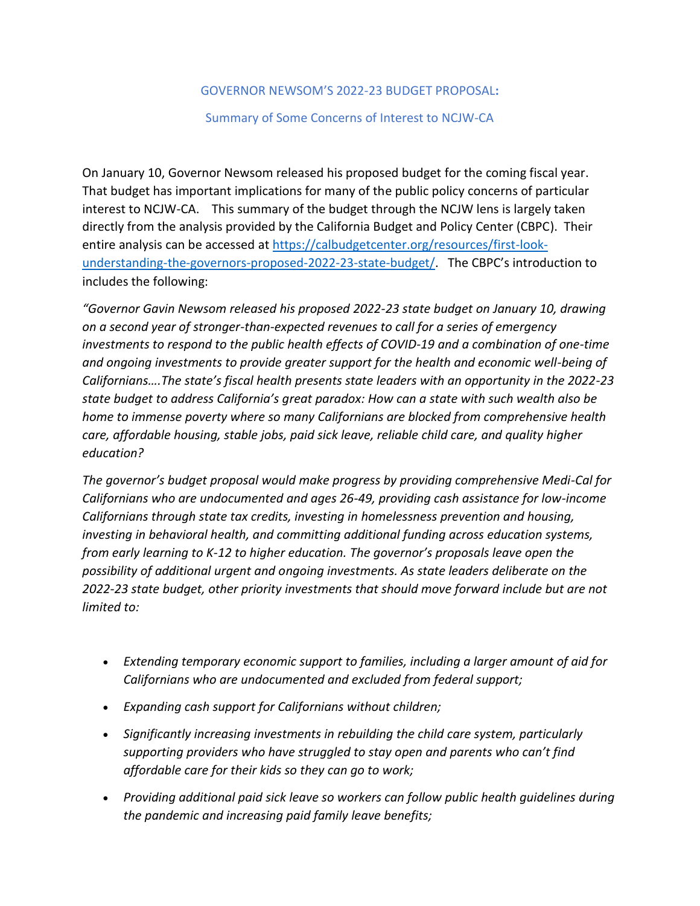## GOVERNOR NEWSOM'S 2022-23 BUDGET PROPOSAL:

### Summary of Some Concerns of Interest to NCJW-CA

On January 10, Governor Newsom released his proposed budget for the coming fiscal year. That budget has important implications for many of the public policy concerns of particular interest to NCJW-CA. This summary of the budget through the NCJW lens is largely taken directly from the analysis provided by the California Budget and Policy Center (CBPC). Their entire analysis can be accessed at [https://calbudgetcenter.org/resources/first-look-understanding-the-governors-proposed-2022-23-state-budget/](https://calbudgetcenter.org/resources/first-look-understanding-the-governors-proposed-2022-23-state-budget/). The CBPC's introduction to includes the following:

*"Governor Gavin Newsom released his proposed 2022-23 state budget on January 10, drawing on a second year of stronger-than-expected revenues to call for a series of emergency investments to respond to the public health effects of COVID-19 and a combination of one-time and ongoing investments to provide greater support for the health and economic well-being of Californians….The state's fiscal health presents state leaders with an opportunity in the 2022-23 state budget to address California's great paradox: How can a state with such wealth also be home to immense poverty where so many Californians are blocked from comprehensive health care, affordable housing, stable jobs, paid sick leave, reliable child care, and quality higher education?*

*The governor's budget proposal would make progress by providing comprehensive Medi-Cal for Californians who are undocumented and ages 26-49, providing cash assistance for low-income Californians through state tax credits, investing in homelessness prevention and housing, investing in behavioral health, and committing additional funding across education systems, from early learning to K-12 to higher education. The governor's proposals leave open the possibility of additional urgent and ongoing investments. As state leaders deliberate on the 2022-23 state budget, other priority investments that should move forward include but are not limited to:*

- *Extending temporary economic support to families, including a larger amount of aid for Californians who are undocumented and excluded from federal support;*
- *Expanding cash support for Californians without children;*
- *Significantly increasing investments in rebuilding the child care system, particularly supporting providers who have struggled to stay open and parents who can't find affordable care for their kids so they can go to work;*
- *Providing additional paid sick leave so workers can follow public health guidelines during the pandemic and increasing paid family leave benefits;*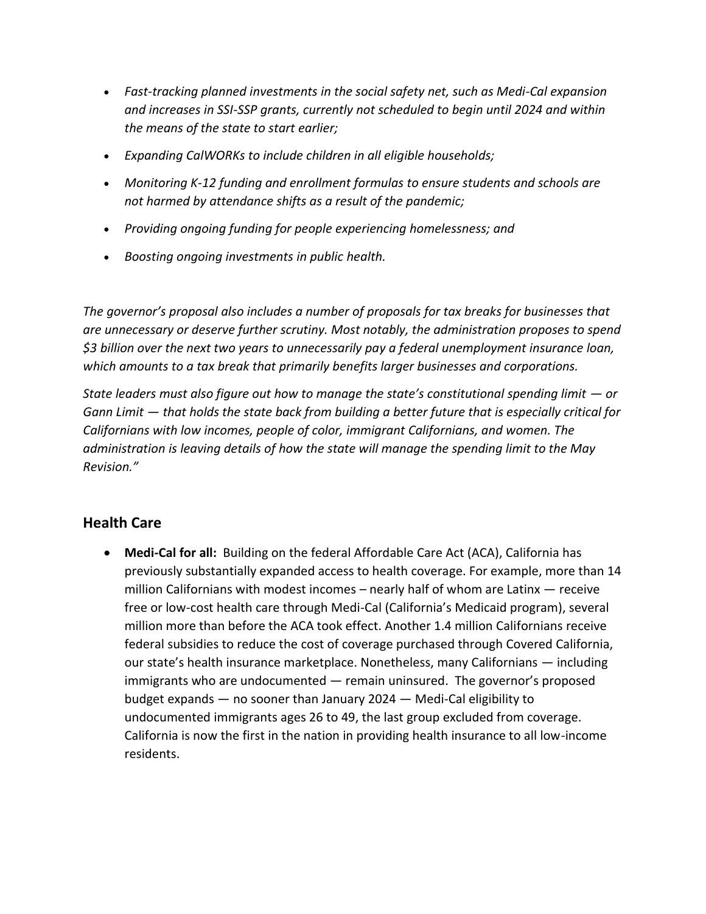- *Fast-tracking planned investments in the social safety net, such as Medi-Cal expansion and increases in SSI-SSP grants, currently not scheduled to begin until 2024 and within the means of the state to start earlier;*
- *Expanding CalWORKs to include children in all eligible households;*
- *Monitoring K-12 funding and enrollment formulas to ensure students and schools are not harmed by attendance shifts as a result of the pandemic;*
- *Providing ongoing funding for people experiencing homelessness; and*
- *Boosting ongoing investments in public health.*

*The governor's proposal also includes a number of proposals for tax breaks for businesses that are unnecessary or deserve further scrutiny. Most notably, the administration proposes to spend $3 billion over the next two years to unnecessarily pay a federal unemployment insurance loan, which amounts to a tax break that primarily benefits larger businesses and corporations.*

*State leaders must also figure out how to manage the state's constitutional spending limit — or Gann Limit — that holds the state back from building a better future that is especially critical for Californians with low incomes, people of color, immigrant Californians, and women. The administration is leaving details of how the state will manage the spending limit to the May Revision."*

## Health Care

- **Medi-Cal for all:** Building on the federal Affordable Care Act (ACA), California has previously substantially expanded access to health coverage. For example, more than 14 million Californians with modest incomes – nearly half of whom are Latinx — receive free or low-cost health care through Medi-Cal (California's Medicaid program), several million more than before the ACA took effect. Another 1.4 million Californians receive federal subsidies to reduce the cost of coverage purchased through Covered California, our state's health insurance marketplace. Nonetheless, many Californians — including immigrants who are undocumented — remain uninsured. The governor's proposed budget expands — no sooner than January 2024 — Medi-Cal eligibility to undocumented immigrants ages 26 to 49, the last group excluded from coverage. California is now the first in the nation in providing health insurance to all low-income residents.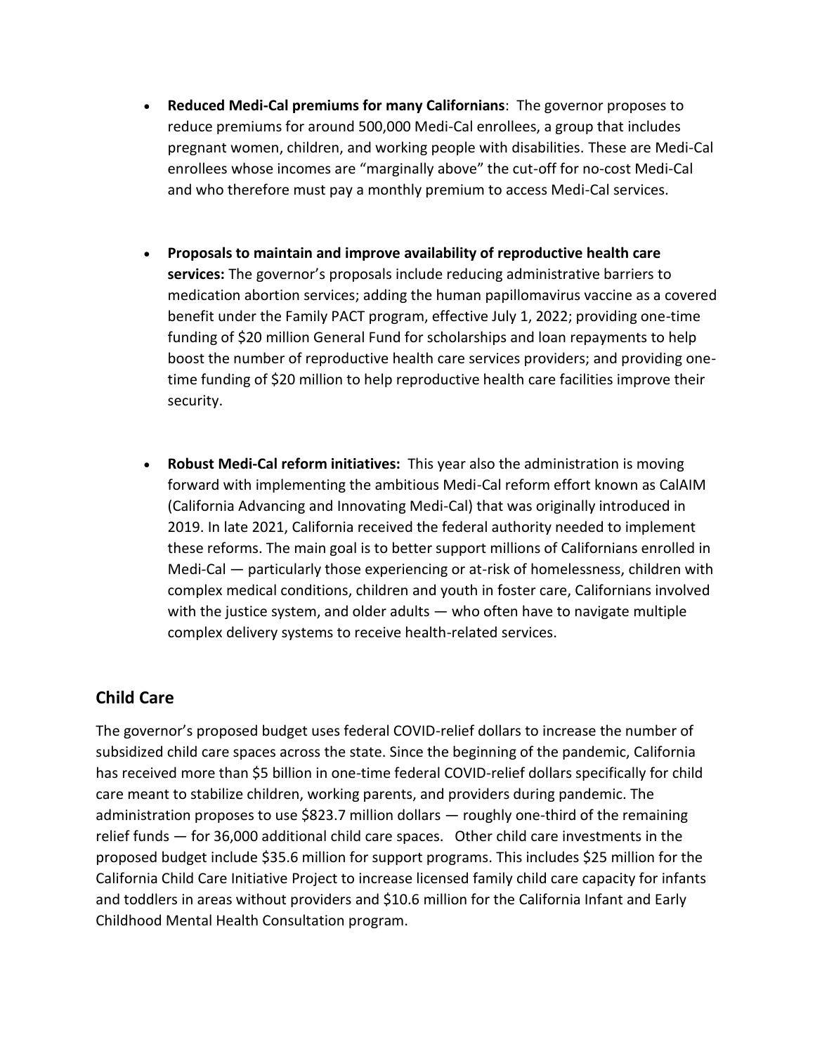- **Reduced Medi-Cal premiums for many Californians**: The governor proposes to reduce premiums for around 500,000 Medi-Cal enrollees, a group that includes pregnant women, children, and working people with disabilities. These are Medi-Cal enrollees whose incomes are "marginally above" the cut-off for no-cost Medi-Cal and who therefore must pay a monthly premium to access Medi-Cal services.

- **Proposals to maintain and improve availability of reproductive health care services:** The governor's proposals include reducing administrative barriers to medication abortion services; adding the human papillomavirus vaccine as a covered benefit under the Family PACT program, effective July 1, 2022; providing one-time funding of $20 million General Fund for scholarships and loan repayments to help boost the number of reproductive health care services providers; and providing one-time funding of $20 million to help reproductive health care facilities improve their security.

- **Robust Medi-Cal reform initiatives:** This year also the administration is moving forward with implementing the ambitious Medi-Cal reform effort known as CalAIM (California Advancing and Innovating Medi-Cal) that was originally introduced in 2019. In late 2021, California received the federal authority needed to implement these reforms. The main goal is to better support millions of Californians enrolled in Medi-Cal — particularly those experiencing or at-risk of homelessness, children with complex medical conditions, children and youth in foster care, Californians involved with the justice system, and older adults — who often have to navigate multiple complex delivery systems to receive health-related services.

## Child Care

The governor's proposed budget uses federal COVID-relief dollars to increase the number of subsidized child care spaces across the state. Since the beginning of the pandemic, California has received more than $5 billion in one-time federal COVID-relief dollars specifically for child care meant to stabilize children, working parents, and providers during pandemic. The administration proposes to use $823.7 million dollars — roughly one-third of the remaining relief funds — for 36,000 additional child care spaces. Other child care investments in the proposed budget include $35.6 million for support programs. This includes $25 million for the California Child Care Initiative Project to increase licensed family child care capacity for infants and toddlers in areas without providers and $10.6 million for the California Infant and Early Childhood Mental Health Consultation program.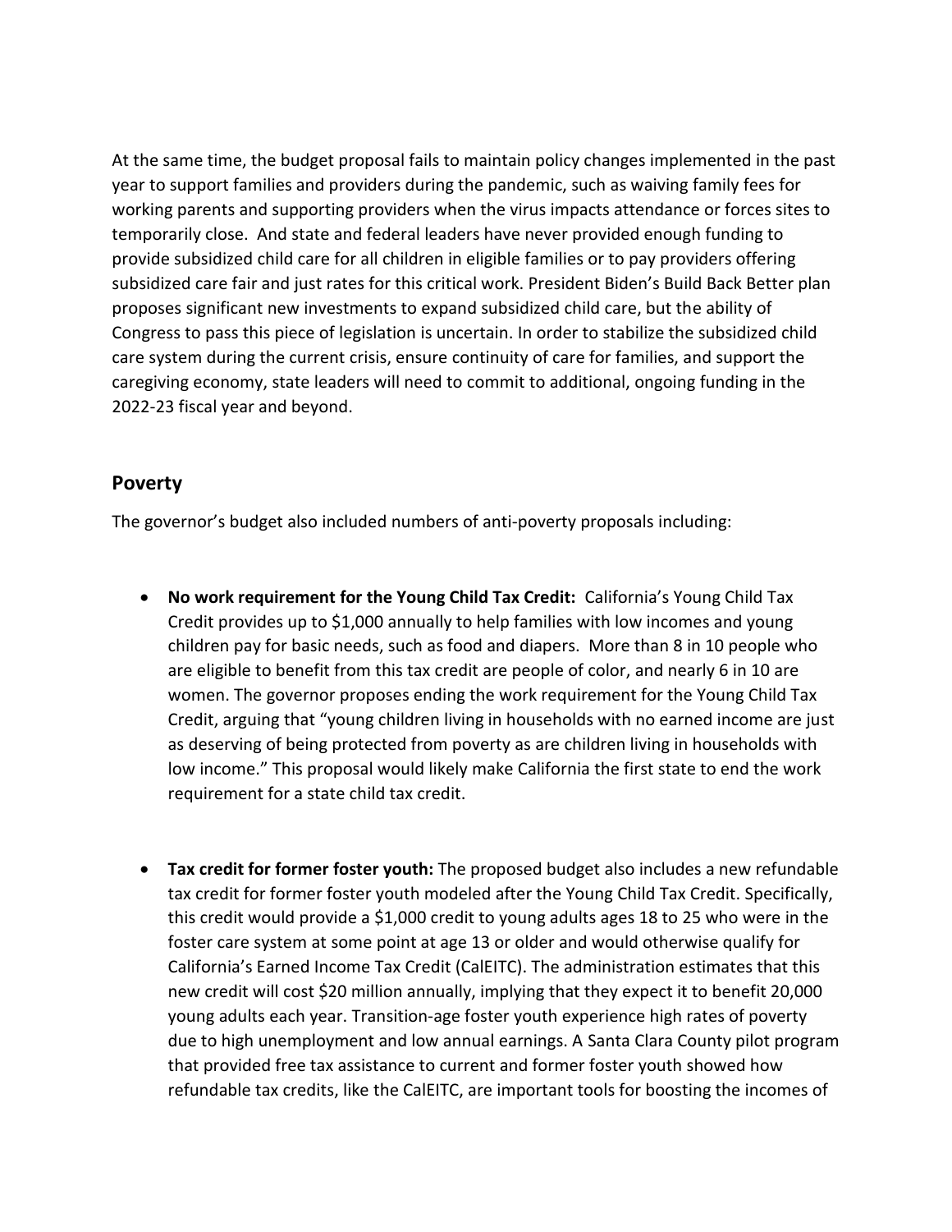At the same time, the budget proposal fails to maintain policy changes implemented in the past year to support families and providers during the pandemic, such as waiving family fees for working parents and supporting providers when the virus impacts attendance or forces sites to temporarily close. And state and federal leaders have never provided enough funding to provide subsidized child care for all children in eligible families or to pay providers offering subsidized care fair and just rates for this critical work. President Biden's Build Back Better plan proposes significant new investments to expand subsidized child care, but the ability of Congress to pass this piece of legislation is uncertain. In order to stabilize the subsidized child care system during the current crisis, ensure continuity of care for families, and support the caregiving economy, state leaders will need to commit to additional, ongoing funding in the 2022-23 fiscal year and beyond.

## Poverty

The governor's budget also included numbers of anti-poverty proposals including:

- **No work requirement for the Young Child Tax Credit:** California's Young Child Tax Credit provides up to $1,000 annually to help families with low incomes and young children pay for basic needs, such as food and diapers. More than 8 in 10 people who are eligible to benefit from this tax credit are people of color, and nearly 6 in 10 are women. The governor proposes ending the work requirement for the Young Child Tax Credit, arguing that "young children living in households with no earned income are just as deserving of being protected from poverty as are children living in households with low income." This proposal would likely make California the first state to end the work requirement for a state child tax credit.

- **Tax credit for former foster youth:** The proposed budget also includes a new refundable tax credit for former foster youth modeled after the Young Child Tax Credit. Specifically, this credit would provide a $1,000 credit to young adults ages 18 to 25 who were in the foster care system at some point at age 13 or older and would otherwise qualify for California's Earned Income Tax Credit (CalEITC). The administration estimates that this new credit will cost $20 million annually, implying that they expect it to benefit 20,000 young adults each year. Transition-age foster youth experience high rates of poverty due to high unemployment and low annual earnings. A Santa Clara County pilot program that provided free tax assistance to current and former foster youth showed how refundable tax credits, like the CalEITC, are important tools for boosting the incomes of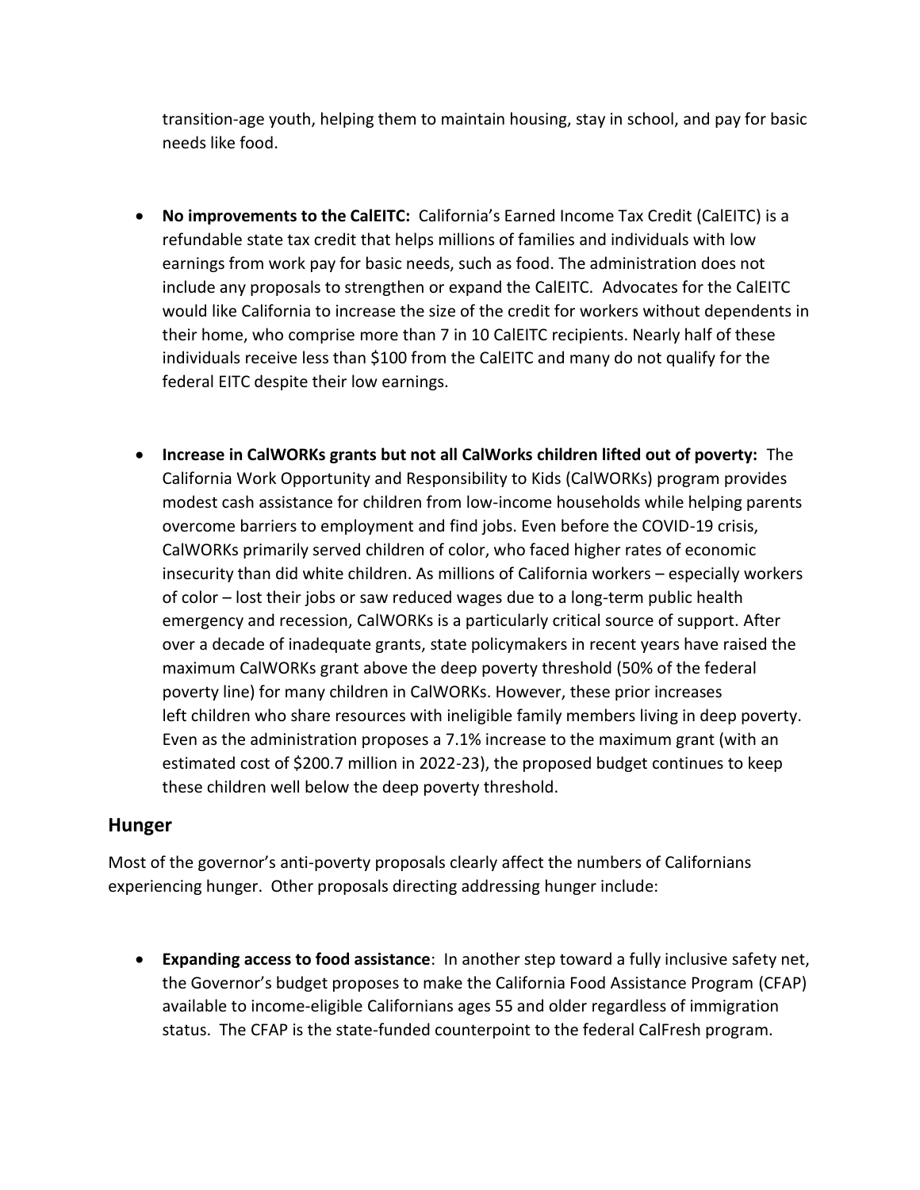transition-age youth, helping them to maintain housing, stay in school, and pay for basic needs like food.

- **No improvements to the CalEITC:** California's Earned Income Tax Credit (CalEITC) is a refundable state tax credit that helps millions of families and individuals with low earnings from work pay for basic needs, such as food. The administration does not include any proposals to strengthen or expand the CalEITC. Advocates for the CalEITC would like California to increase the size of the credit for workers without dependents in their home, who comprise more than 7 in 10 CalEITC recipients. Nearly half of these individuals receive less than $100 from the CalEITC and many do not qualify for the federal EITC despite their low earnings.

- **Increase in CalWORKs grants but not all CalWorks children lifted out of poverty:** The California Work Opportunity and Responsibility to Kids (CalWORKs) program provides modest cash assistance for children from low-income households while helping parents overcome barriers to employment and find jobs. Even before the COVID-19 crisis, CalWORKs primarily served children of color, who faced higher rates of economic insecurity than did white children. As millions of California workers – especially workers of color – lost their jobs or saw reduced wages due to a long-term public health emergency and recession, CalWORKs is a particularly critical source of support. After over a decade of inadequate grants, state policymakers in recent years have raised the maximum CalWORKs grant above the deep poverty threshold (50% of the federal poverty line) for many children in CalWORKs. However, these prior increases left children who share resources with ineligible family members living in deep poverty. Even as the administration proposes a 7.1% increase to the maximum grant (with an estimated cost of $200.7 million in 2022-23), the proposed budget continues to keep these children well below the deep poverty threshold.

## Hunger

Most of the governor's anti-poverty proposals clearly affect the numbers of Californians experiencing hunger. Other proposals directing addressing hunger include:

- **Expanding access to food assistance**: In another step toward a fully inclusive safety net, the Governor's budget proposes to make the California Food Assistance Program (CFAP) available to income-eligible Californians ages 55 and older regardless of immigration status. The CFAP is the state-funded counterpoint to the federal CalFresh program.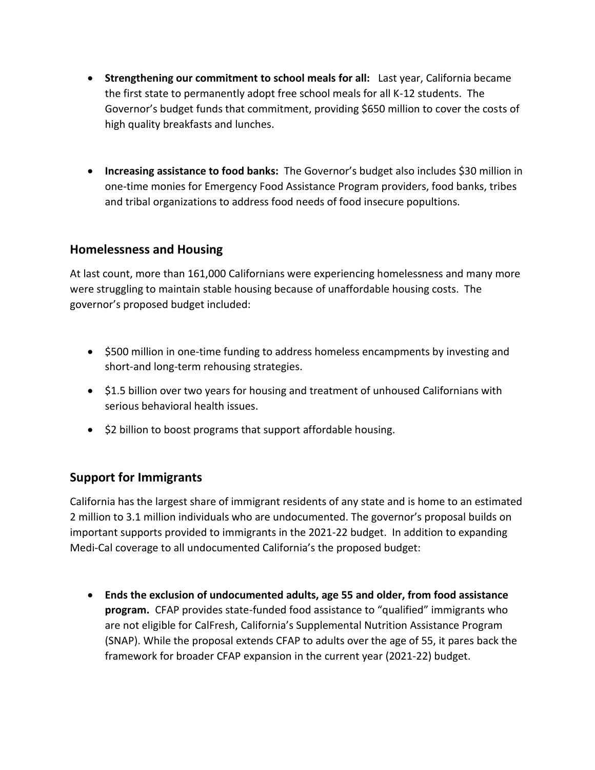- **Strengthening our commitment to school meals for all:** Last year, California became the first state to permanently adopt free school meals for all K-12 students. The Governor's budget funds that commitment, providing $650 million to cover the costs of high quality breakfasts and lunches.

- **Increasing assistance to food banks:** The Governor's budget also includes $30 million in one-time monies for Emergency Food Assistance Program providers, food banks, tribes and tribal organizations to address food needs of food insecure popultions.

## Homelessness and Housing

At last count, more than 161,000 Californians were experiencing homelessness and many more were struggling to maintain stable housing because of unaffordable housing costs. The governor's proposed budget included:

- $500 million in one-time funding to address homeless encampments by investing and short-and long-term rehousing strategies.
- $1.5 billion over two years for housing and treatment of unhoused Californians with serious behavioral health issues.
- $2 billion to boost programs that support affordable housing.

## Support for Immigrants

California has the largest share of immigrant residents of any state and is home to an estimated 2 million to 3.1 million individuals who are undocumented. The governor's proposal builds on important supports provided to immigrants in the 2021-22 budget. In addition to expanding Medi-Cal coverage to all undocumented California's the proposed budget:

- **Ends the exclusion of undocumented adults, age 55 and older, from food assistance program.** CFAP provides state-funded food assistance to "qualified" immigrants who are not eligible for CalFresh, California's Supplemental Nutrition Assistance Program (SNAP). While the proposal extends CFAP to adults over the age of 55, it pares back the framework for broader CFAP expansion in the current year (2021-22) budget.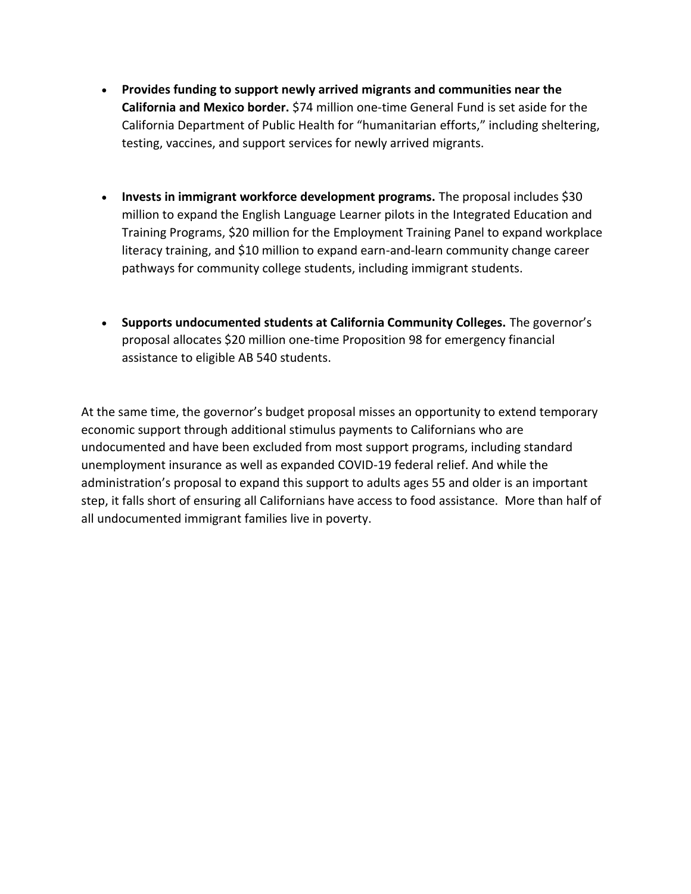- **Provides funding to support newly arrived migrants and communities near the California and Mexico border.** $74 million one-time General Fund is set aside for the California Department of Public Health for "humanitarian efforts," including sheltering, testing, vaccines, and support services for newly arrived migrants.

- **Invests in immigrant workforce development programs.** The proposal includes $30 million to expand the English Language Learner pilots in the Integrated Education and Training Programs, $20 million for the Employment Training Panel to expand workplace literacy training, and $10 million to expand earn-and-learn community change career pathways for community college students, including immigrant students.

- **Supports undocumented students at California Community Colleges.** The governor's proposal allocates $20 million one-time Proposition 98 for emergency financial assistance to eligible AB 540 students.

At the same time, the governor's budget proposal misses an opportunity to extend temporary economic support through additional stimulus payments to Californians who are undocumented and have been excluded from most support programs, including standard unemployment insurance as well as expanded COVID-19 federal relief. And while the administration's proposal to expand this support to adults ages 55 and older is an important step, it falls short of ensuring all Californians have access to food assistance. More than half of all undocumented immigrant families live in poverty.